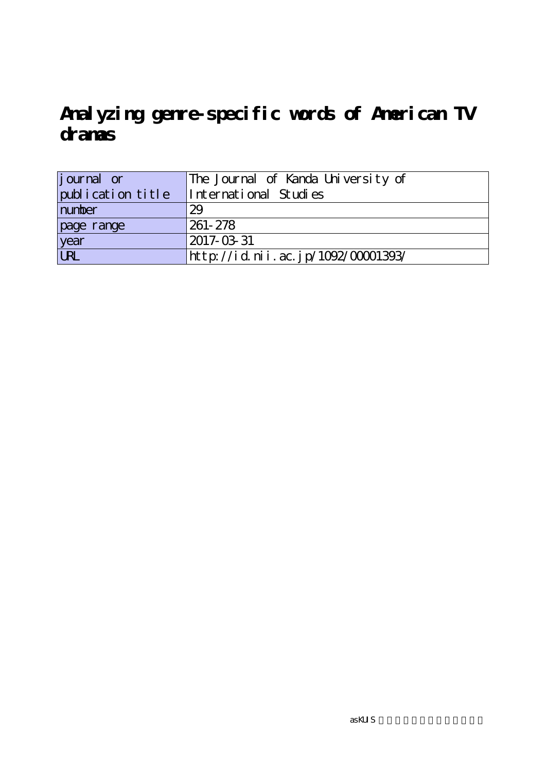# Analyzing genre-specific words of American TV dramas

| journal or publication title | The Journal of Kanda University of International Studies |
| --- | --- |
| number | 29 |
| page range | 261-278 |
| year | 2017-03-31 |
| URL | http://id.nii.ac.jp/1092/00001393/ |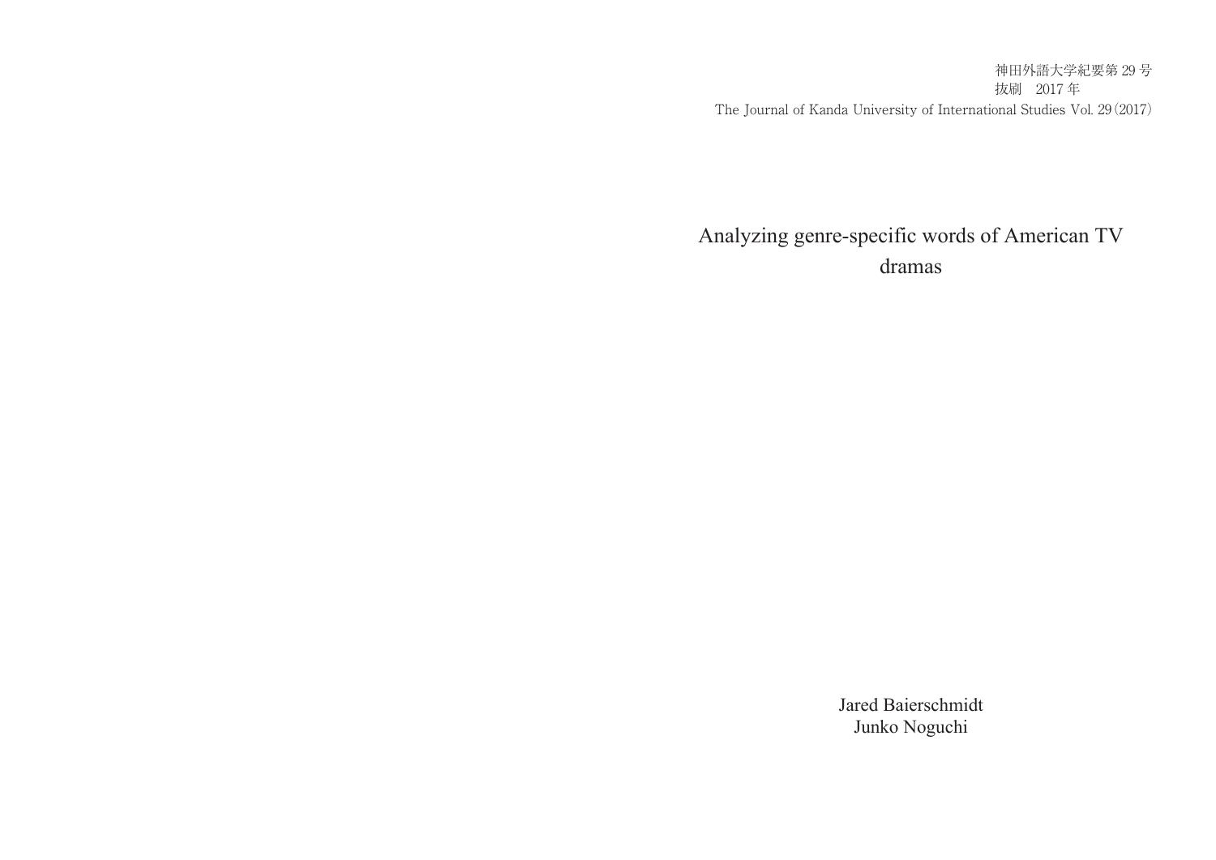神田外語大学紀要第 29 号
抜刷　2017 年
The Journal of Kanda University of International Studies Vol. 29 (2017)

# Analyzing genre-specific words of American TV dramas

Jared Baierschmidt
Junko Noguchi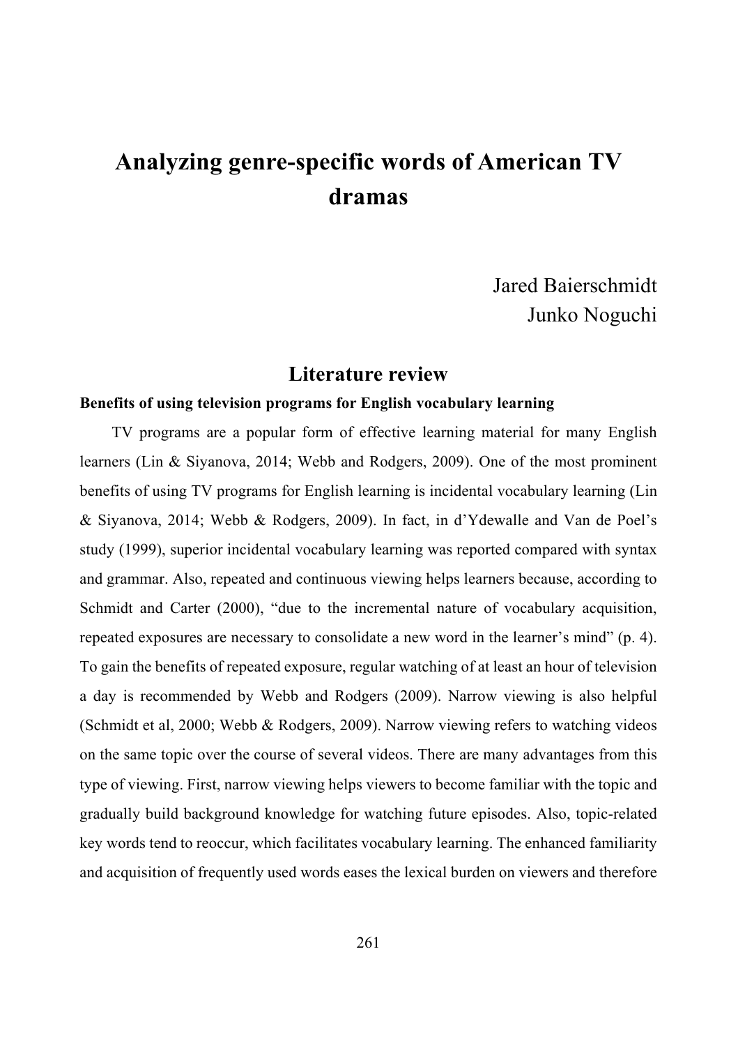# Analyzing genre-specific words of American TV dramas

Jared Baierschmidt
Junko Noguchi

## Literature review

### Benefits of using television programs for English vocabulary learning

TV programs are a popular form of effective learning material for many English learners (Lin & Siyanova, 2014; Webb and Rodgers, 2009). One of the most prominent benefits of using TV programs for English learning is incidental vocabulary learning (Lin & Siyanova, 2014; Webb & Rodgers, 2009). In fact, in d'Ydewalle and Van de Poel's study (1999), superior incidental vocabulary learning was reported compared with syntax and grammar. Also, repeated and continuous viewing helps learners because, according to Schmidt and Carter (2000), "due to the incremental nature of vocabulary acquisition, repeated exposures are necessary to consolidate a new word in the learner's mind" (p. 4). To gain the benefits of repeated exposure, regular watching of at least an hour of television a day is recommended by Webb and Rodgers (2009). Narrow viewing is also helpful (Schmidt et al, 2000; Webb & Rodgers, 2009). Narrow viewing refers to watching videos on the same topic over the course of several videos. There are many advantages from this type of viewing. First, narrow viewing helps viewers to become familiar with the topic and gradually build background knowledge for watching future episodes. Also, topic-related key words tend to reoccur, which facilitates vocabulary learning. The enhanced familiarity and acquisition of frequently used words eases the lexical burden on viewers and therefore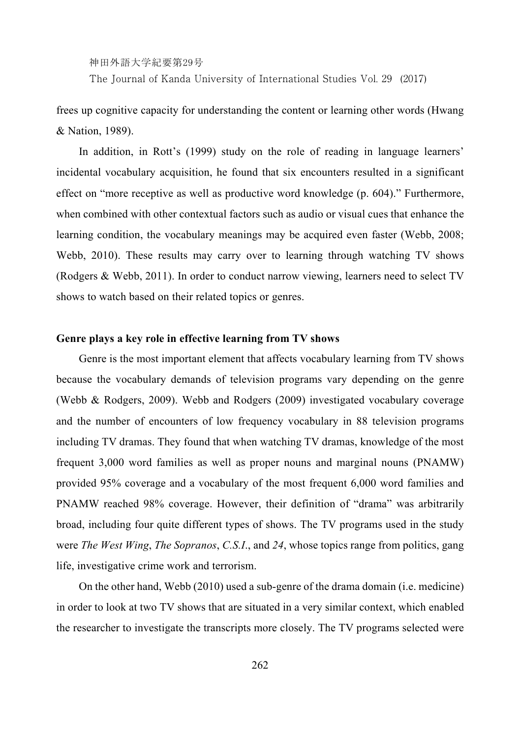frees up cognitive capacity for understanding the content or learning other words (Hwang & Nation, 1989).

In addition, in Rott's (1999) study on the role of reading in language learners' incidental vocabulary acquisition, he found that six encounters resulted in a significant effect on "more receptive as well as productive word knowledge (p. 604)." Furthermore, when combined with other contextual factors such as audio or visual cues that enhance the learning condition, the vocabulary meanings may be acquired even faster (Webb, 2008; Webb, 2010). These results may carry over to learning through watching TV shows (Rodgers & Webb, 2011). In order to conduct narrow viewing, learners need to select TV shows to watch based on their related topics or genres.

## Genre plays a key role in effective learning from TV shows

Genre is the most important element that affects vocabulary learning from TV shows because the vocabulary demands of television programs vary depending on the genre (Webb & Rodgers, 2009). Webb and Rodgers (2009) investigated vocabulary coverage and the number of encounters of low frequency vocabulary in 88 television programs including TV dramas. They found that when watching TV dramas, knowledge of the most frequent 3,000 word families as well as proper nouns and marginal nouns (PNAMW) provided 95% coverage and a vocabulary of the most frequent 6,000 word families and PNAMW reached 98% coverage. However, their definition of "drama" was arbitrarily broad, including four quite different types of shows. The TV programs used in the study were *The West Wing*, *The Sopranos*, *C.S.I*., and *24*, whose topics range from politics, gang life, investigative crime work and terrorism.

On the other hand, Webb (2010) used a sub-genre of the drama domain (i.e. medicine) in order to look at two TV shows that are situated in a very similar context, which enabled the researcher to investigate the transcripts more closely. The TV programs selected were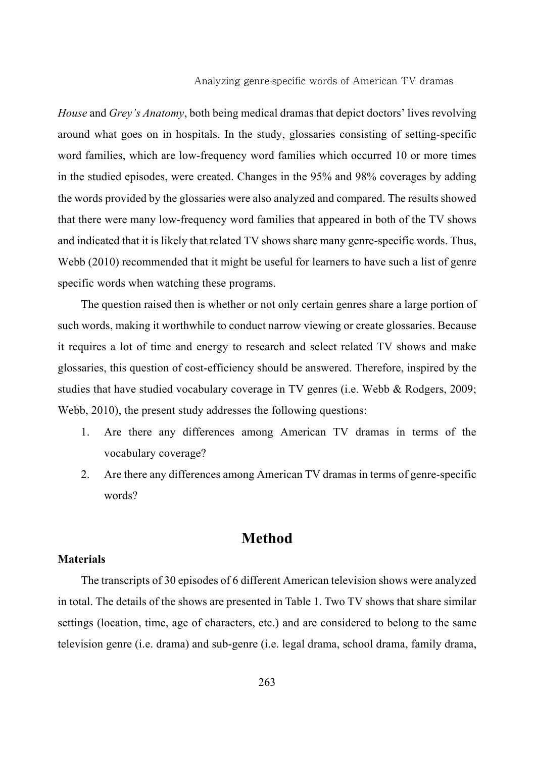*House* and *Grey's Anatomy*, both being medical dramas that depict doctors' lives revolving around what goes on in hospitals. In the study, glossaries consisting of setting-specific word families, which are low-frequency word families which occurred 10 or more times in the studied episodes, were created. Changes in the 95% and 98% coverages by adding the words provided by the glossaries were also analyzed and compared. The results showed that there were many low-frequency word families that appeared in both of the TV shows and indicated that it is likely that related TV shows share many genre-specific words. Thus, Webb (2010) recommended that it might be useful for learners to have such a list of genre specific words when watching these programs.

The question raised then is whether or not only certain genres share a large portion of such words, making it worthwhile to conduct narrow viewing or create glossaries. Because it requires a lot of time and energy to research and select related TV shows and make glossaries, this question of cost-efficiency should be answered. Therefore, inspired by the studies that have studied vocabulary coverage in TV genres (i.e. Webb & Rodgers, 2009; Webb, 2010), the present study addresses the following questions:

1. Are there any differences among American TV dramas in terms of the vocabulary coverage?
2. Are there any differences among American TV dramas in terms of genre-specific words?

## Method

### Materials

The transcripts of 30 episodes of 6 different American television shows were analyzed in total. The details of the shows are presented in Table 1. Two TV shows that share similar settings (location, time, age of characters, etc.) and are considered to belong to the same television genre (i.e. drama) and sub-genre (i.e. legal drama, school drama, family drama,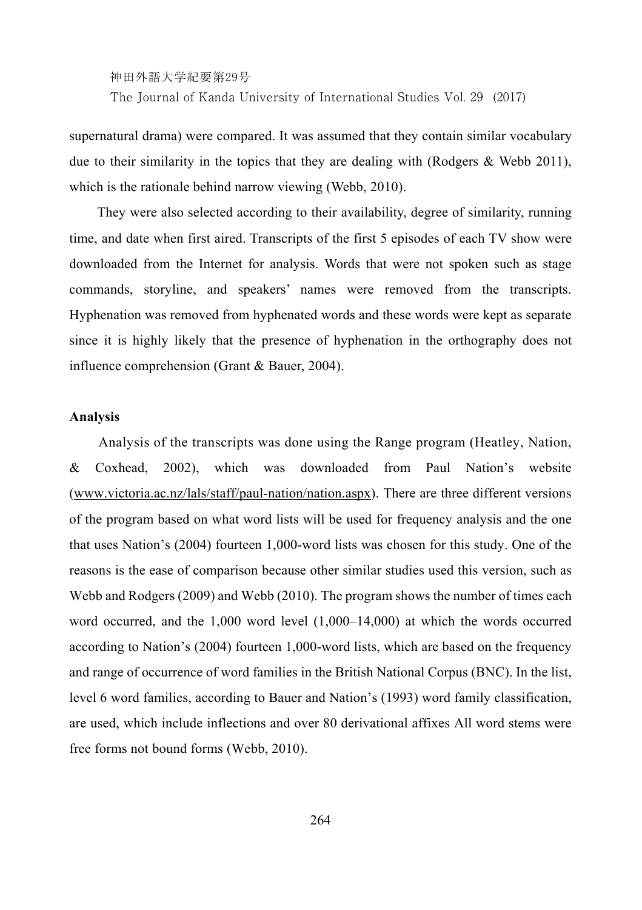supernatural drama) were compared. It was assumed that they contain similar vocabulary due to their similarity in the topics that they are dealing with (Rodgers & Webb 2011), which is the rationale behind narrow viewing (Webb, 2010).

They were also selected according to their availability, degree of similarity, running time, and date when first aired. Transcripts of the first 5 episodes of each TV show were downloaded from the Internet for analysis. Words that were not spoken such as stage commands, storyline, and speakers' names were removed from the transcripts. Hyphenation was removed from hyphenated words and these words were kept as separate since it is highly likely that the presence of hyphenation in the orthography does not influence comprehension (Grant & Bauer, 2004).

**Analysis**

Analysis of the transcripts was done using the Range program (Heatley, Nation, & Coxhead, 2002), which was downloaded from Paul Nation's website (www.victoria.ac.nz/lals/staff/paul-nation/nation.aspx). There are three different versions of the program based on what word lists will be used for frequency analysis and the one that uses Nation's (2004) fourteen 1,000-word lists was chosen for this study. One of the reasons is the ease of comparison because other similar studies used this version, such as Webb and Rodgers (2009) and Webb (2010). The program shows the number of times each word occurred, and the 1,000 word level (1,000–14,000) at which the words occurred according to Nation's (2004) fourteen 1,000-word lists, which are based on the frequency and range of occurrence of word families in the British National Corpus (BNC). In the list, level 6 word families, according to Bauer and Nation's (1993) word family classification, are used, which include inflections and over 80 derivational affixes All word stems were free forms not bound forms (Webb, 2010).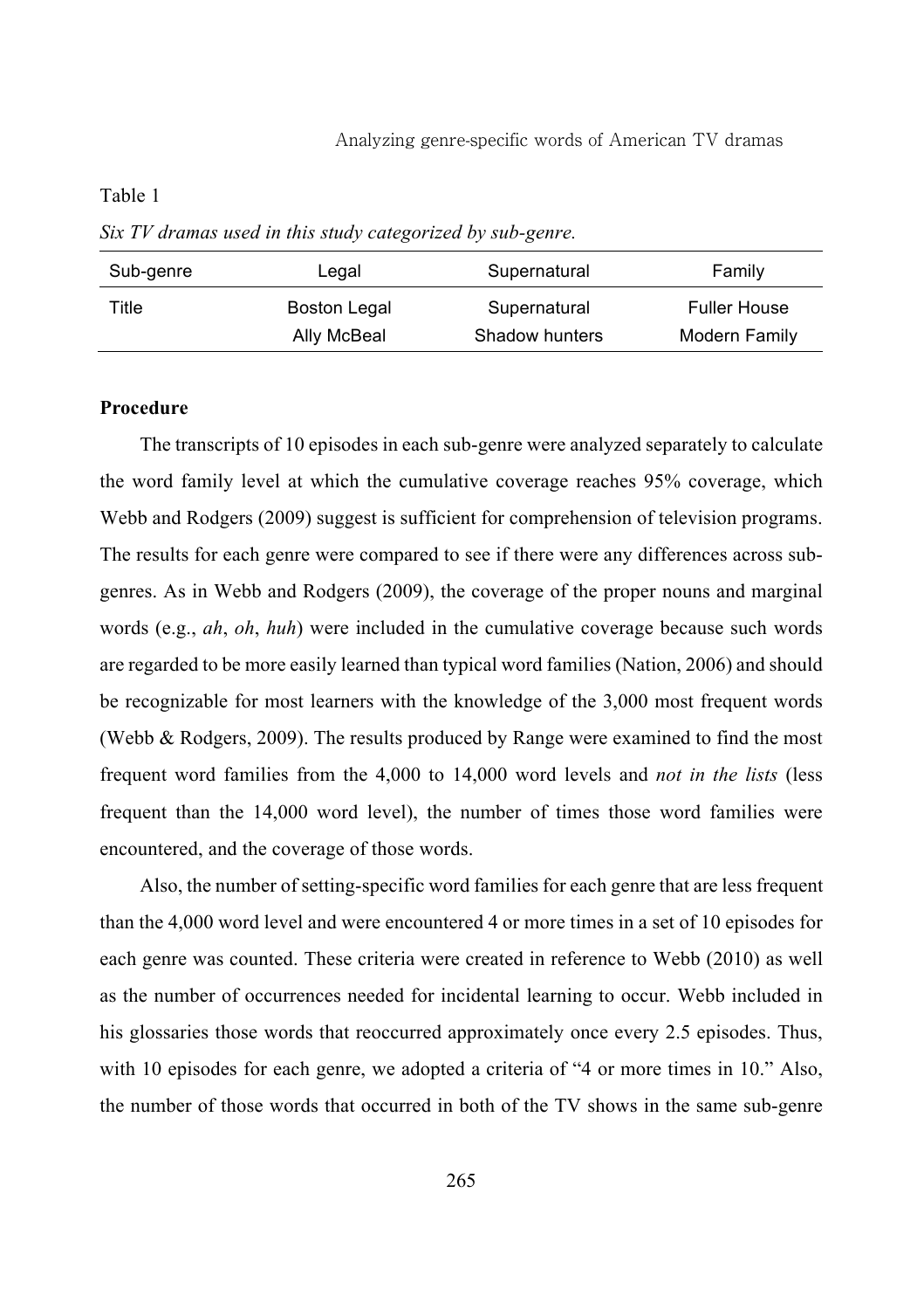Table 1

*Six TV dramas used in this study categorized by sub-genre.*

| Sub-genre | Legal | Supernatural | Family |
|---|---|---|---|
| Title | Boston Legal | Supernatural | Fuller House |
| | Ally McBeal | Shadow hunters | Modern Family |

**Procedure**

The transcripts of 10 episodes in each sub-genre were analyzed separately to calculate the word family level at which the cumulative coverage reaches 95% coverage, which Webb and Rodgers (2009) suggest is sufficient for comprehension of television programs. The results for each genre were compared to see if there were any differences across sub-genres. As in Webb and Rodgers (2009), the coverage of the proper nouns and marginal words (e.g., *ah*, *oh*, *huh*) were included in the cumulative coverage because such words are regarded to be more easily learned than typical word families (Nation, 2006) and should be recognizable for most learners with the knowledge of the 3,000 most frequent words (Webb & Rodgers, 2009). The results produced by Range were examined to find the most frequent word families from the 4,000 to 14,000 word levels and *not in the lists* (less frequent than the 14,000 word level), the number of times those word families were encountered, and the coverage of those words.

Also, the number of setting-specific word families for each genre that are less frequent than the 4,000 word level and were encountered 4 or more times in a set of 10 episodes for each genre was counted. These criteria were created in reference to Webb (2010) as well as the number of occurrences needed for incidental learning to occur. Webb included in his glossaries those words that reoccurred approximately once every 2.5 episodes. Thus, with 10 episodes for each genre, we adopted a criteria of "4 or more times in 10." Also, the number of those words that occurred in both of the TV shows in the same sub-genre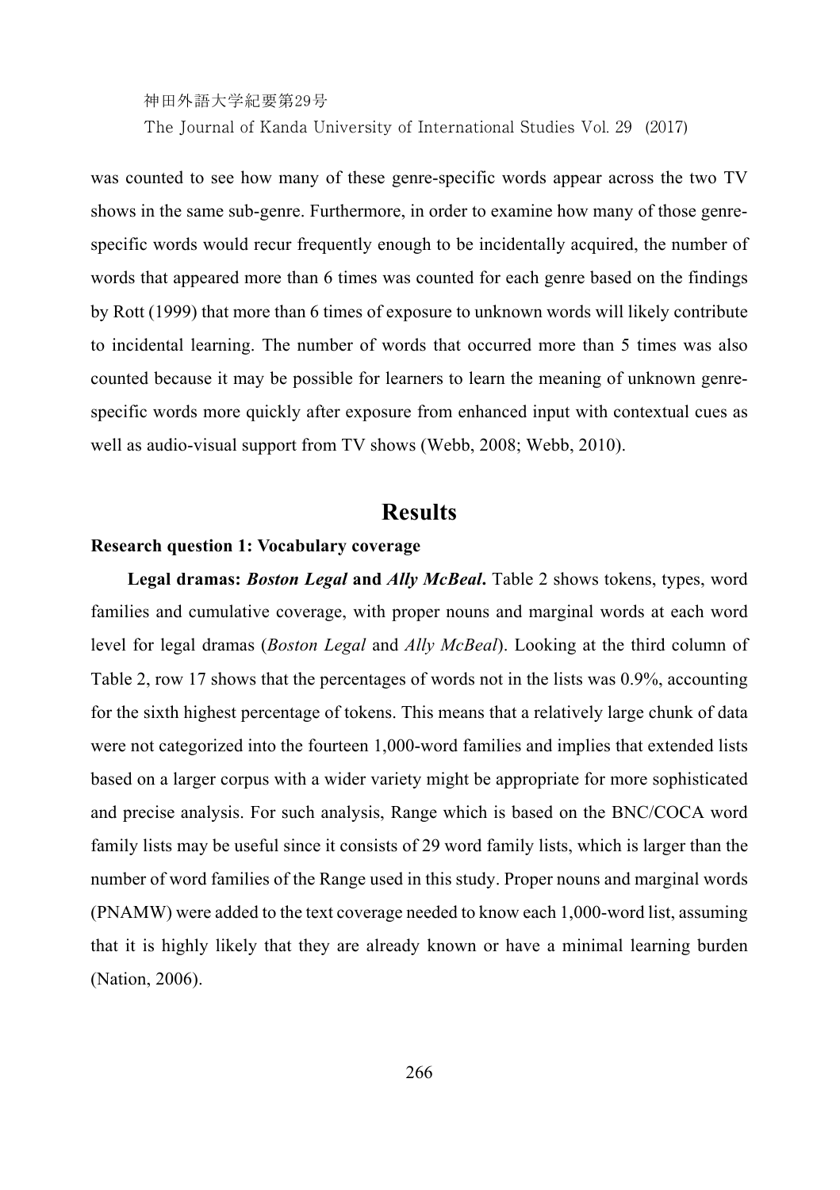was counted to see how many of these genre-specific words appear across the two TV shows in the same sub-genre. Furthermore, in order to examine how many of those genre-specific words would recur frequently enough to be incidentally acquired, the number of words that appeared more than 6 times was counted for each genre based on the findings by Rott (1999) that more than 6 times of exposure to unknown words will likely contribute to incidental learning. The number of words that occurred more than 5 times was also counted because it may be possible for learners to learn the meaning of unknown genre-specific words more quickly after exposure from enhanced input with contextual cues as well as audio-visual support from TV shows (Webb, 2008; Webb, 2010).

## Results

### Research question 1: Vocabulary coverage

**Legal dramas: *Boston Legal* and *Ally McBeal*.** Table 2 shows tokens, types, word families and cumulative coverage, with proper nouns and marginal words at each word level for legal dramas (*Boston Legal* and *Ally McBeal*). Looking at the third column of Table 2, row 17 shows that the percentages of words not in the lists was 0.9%, accounting for the sixth highest percentage of tokens. This means that a relatively large chunk of data were not categorized into the fourteen 1,000-word families and implies that extended lists based on a larger corpus with a wider variety might be appropriate for more sophisticated and precise analysis. For such analysis, Range which is based on the BNC/COCA word family lists may be useful since it consists of 29 word family lists, which is larger than the number of word families of the Range used in this study. Proper nouns and marginal words (PNAMW) were added to the text coverage needed to know each 1,000-word list, assuming that it is highly likely that they are already known or have a minimal learning burden (Nation, 2006).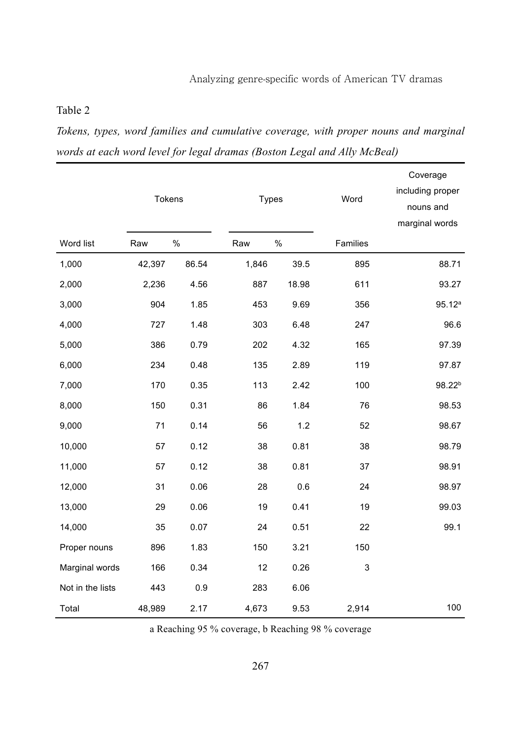Table 2

*Tokens, types, word families and cumulative coverage, with proper nouns and marginal words at each word level for legal dramas (Boston Legal and Ally McBeal)*

| Word list | Tokens | | Types | | Word | Coverage including proper nouns and marginal words |
|---|---|---|---|---|---|---|
| | Raw | % | Raw | % | Families | |
| 1,000 | 42,397 | 86.54 | 1,846 | 39.5 | 895 | 88.71 |
| 2,000 | 2,236 | 4.56 | 887 | 18.98 | 611 | 93.27 |
| 3,000 | 904 | 1.85 | 453 | 9.69 | 356 | 95.12[a] |
| 4,000 | 727 | 1.48 | 303 | 6.48 | 247 | 96.6 |
| 5,000 | 386 | 0.79 | 202 | 4.32 | 165 | 97.39 |
| 6,000 | 234 | 0.48 | 135 | 2.89 | 119 | 97.87 |
| 7,000 | 170 | 0.35 | 113 | 2.42 | 100 | 98.22[b] |
| 8,000 | 150 | 0.31 | 86 | 1.84 | 76 | 98.53 |
| 9,000 | 71 | 0.14 | 56 | 1.2 | 52 | 98.67 |
| 10,000 | 57 | 0.12 | 38 | 0.81 | 38 | 98.79 |
| 11,000 | 57 | 0.12 | 38 | 0.81 | 37 | 98.91 |
| 12,000 | 31 | 0.06 | 28 | 0.6 | 24 | 98.97 |
| 13,000 | 29 | 0.06 | 19 | 0.41 | 19 | 99.03 |
| 14,000 | 35 | 0.07 | 24 | 0.51 | 22 | 99.1 |
| Proper nouns | 896 | 1.83 | 150 | 3.21 | 150 | |
| Marginal words | 166 | 0.34 | 12 | 0.26 | 3 | |
| Not in the lists | 443 | 0.9 | 283 | 6.06 | | |
| Total | 48,989 | 2.17 | 4,673 | 9.53 | 2,914 | 100 |

a Reaching 95 % coverage, b Reaching 98 % coverage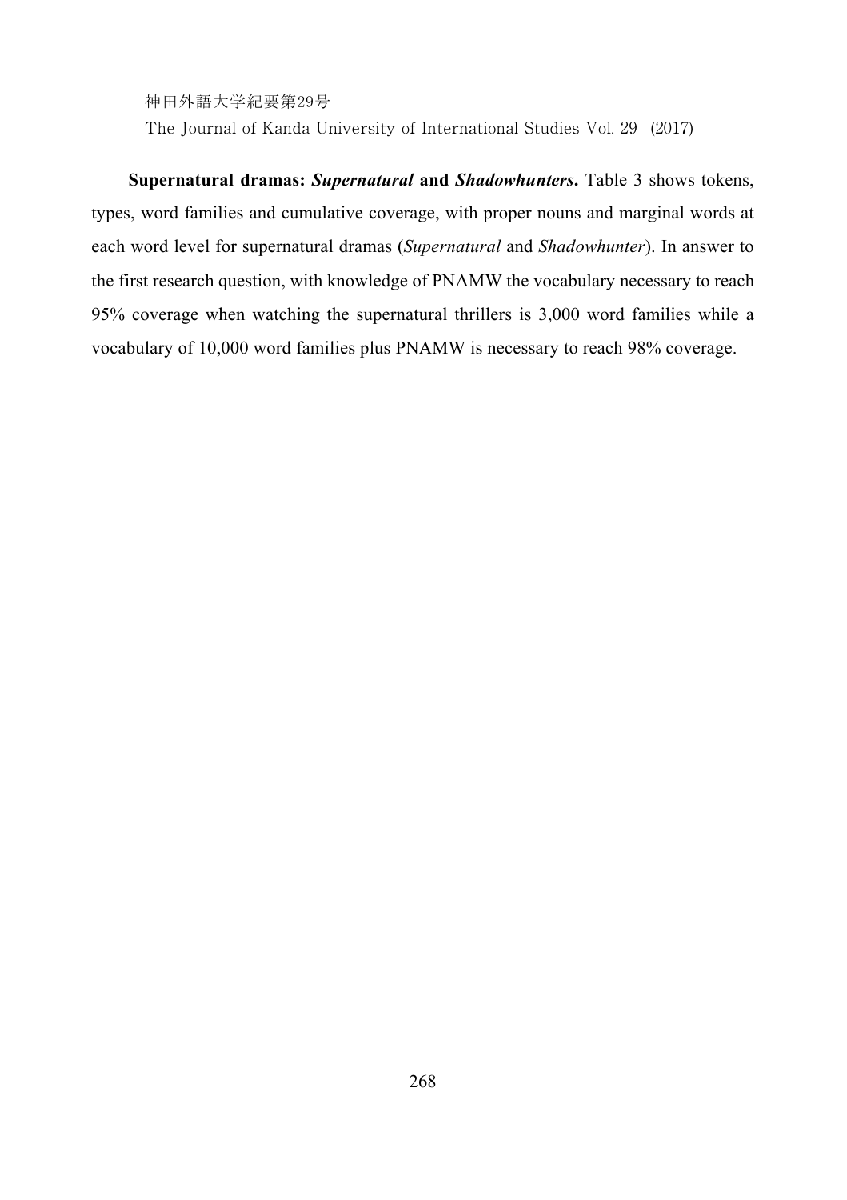**Supernatural dramas: *Supernatural* and *Shadowhunters*.** Table 3 shows tokens, types, word families and cumulative coverage, with proper nouns and marginal words at each word level for supernatural dramas (*Supernatural* and *Shadowhunter*). In answer to the first research question, with knowledge of PNAMW the vocabulary necessary to reach 95% coverage when watching the supernatural thrillers is 3,000 word families while a vocabulary of 10,000 word families plus PNAMW is necessary to reach 98% coverage.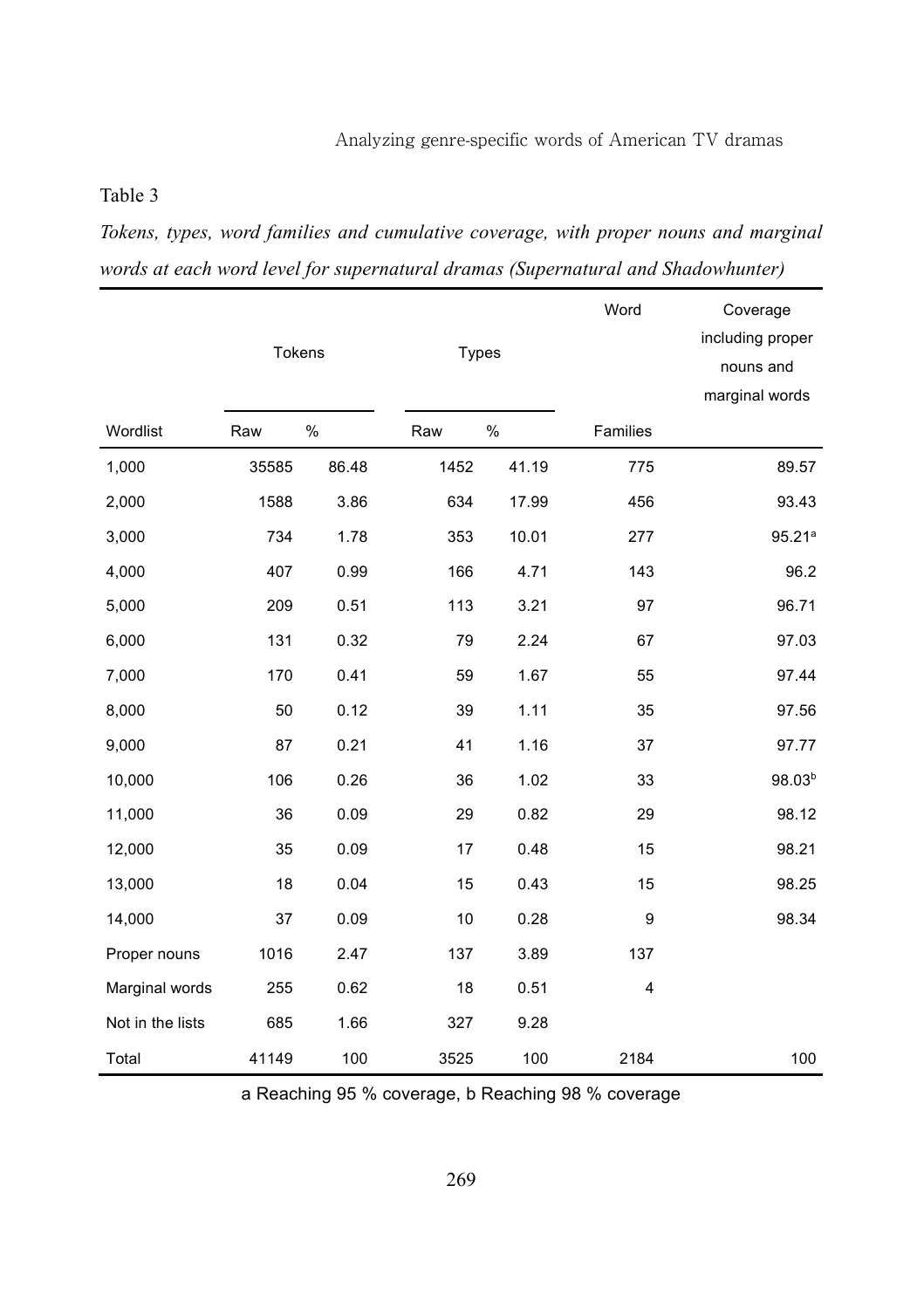Table 3

*Tokens, types, word families and cumulative coverage, with proper nouns and marginal words at each word level for supernatural dramas (Supernatural and Shadowhunter)*

| | Tokens | | Types | | Word | Coverage including proper nouns and marginal words |
|---|---|---|---|---|---|---|
| Wordlist | Raw | % | Raw | % | Families | |
| 1,000 | 35585 | 86.48 | 1452 | 41.19 | 775 | 89.57 |
| 2,000 | 1588 | 3.86 | 634 | 17.99 | 456 | 93.43 |
| 3,000 | 734 | 1.78 | 353 | 10.01 | 277 | 95.21[a] |
| 4,000 | 407 | 0.99 | 166 | 4.71 | 143 | 96.2 |
| 5,000 | 209 | 0.51 | 113 | 3.21 | 97 | 96.71 |
| 6,000 | 131 | 0.32 | 79 | 2.24 | 67 | 97.03 |
| 7,000 | 170 | 0.41 | 59 | 1.67 | 55 | 97.44 |
| 8,000 | 50 | 0.12 | 39 | 1.11 | 35 | 97.56 |
| 9,000 | 87 | 0.21 | 41 | 1.16 | 37 | 97.77 |
| 10,000 | 106 | 0.26 | 36 | 1.02 | 33 | 98.03[b] |
| 11,000 | 36 | 0.09 | 29 | 0.82 | 29 | 98.12 |
| 12,000 | 35 | 0.09 | 17 | 0.48 | 15 | 98.21 |
| 13,000 | 18 | 0.04 | 15 | 0.43 | 15 | 98.25 |
| 14,000 | 37 | 0.09 | 10 | 0.28 | 9 | 98.34 |
| Proper nouns | 1016 | 2.47 | 137 | 3.89 | 137 | |
| Marginal words | 255 | 0.62 | 18 | 0.51 | 4 | |
| Not in the lists | 685 | 1.66 | 327 | 9.28 | | |
| Total | 41149 | 100 | 3525 | 100 | 2184 | 100 |

a Reaching 95 % coverage, b Reaching 98 % coverage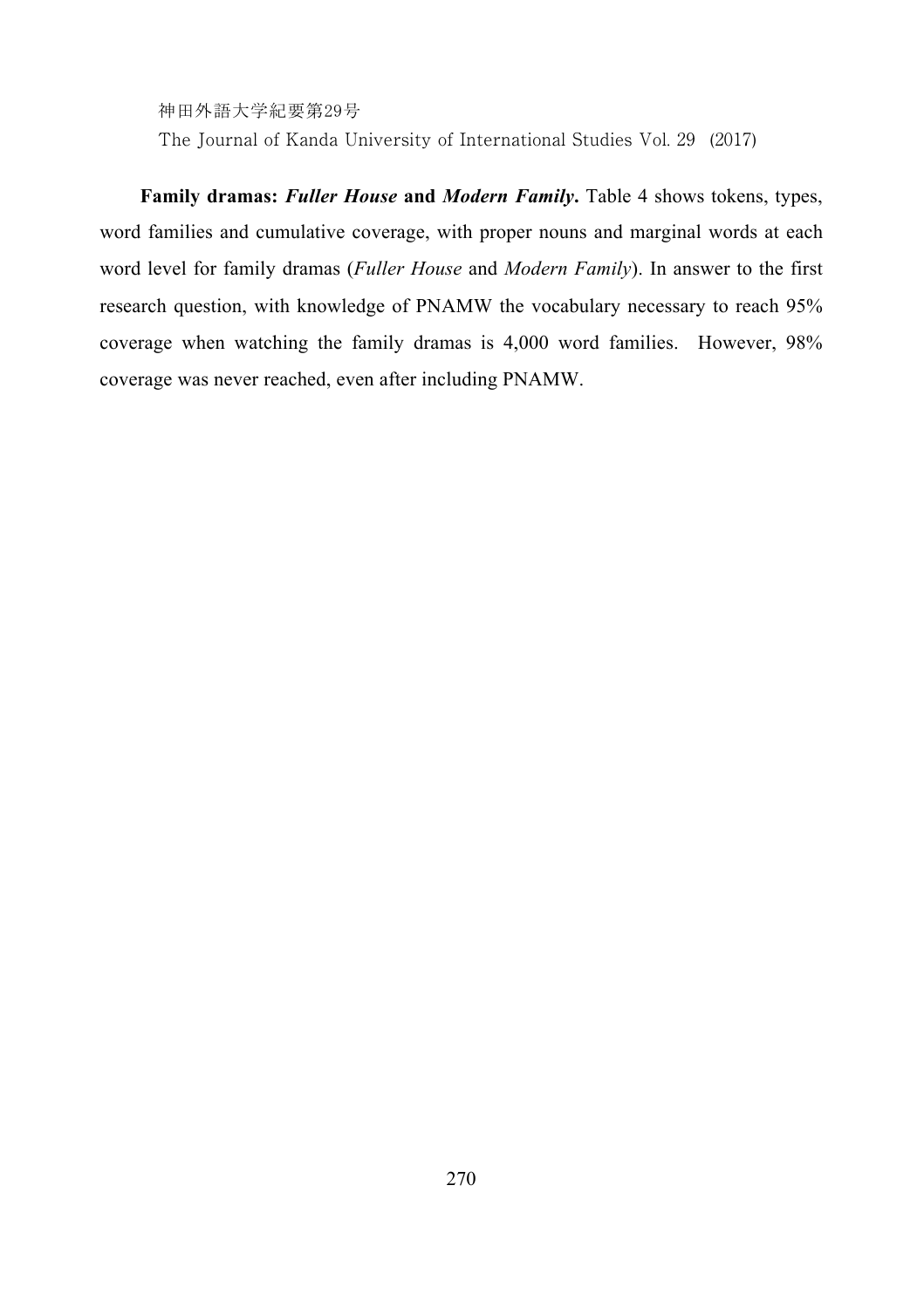**Family dramas: *Fuller House* and *Modern Family*.** Table 4 shows tokens, types, word families and cumulative coverage, with proper nouns and marginal words at each word level for family dramas (*Fuller House* and *Modern Family*). In answer to the first research question, with knowledge of PNAMW the vocabulary necessary to reach 95% coverage when watching the family dramas is 4,000 word families. However, 98% coverage was never reached, even after including PNAMW.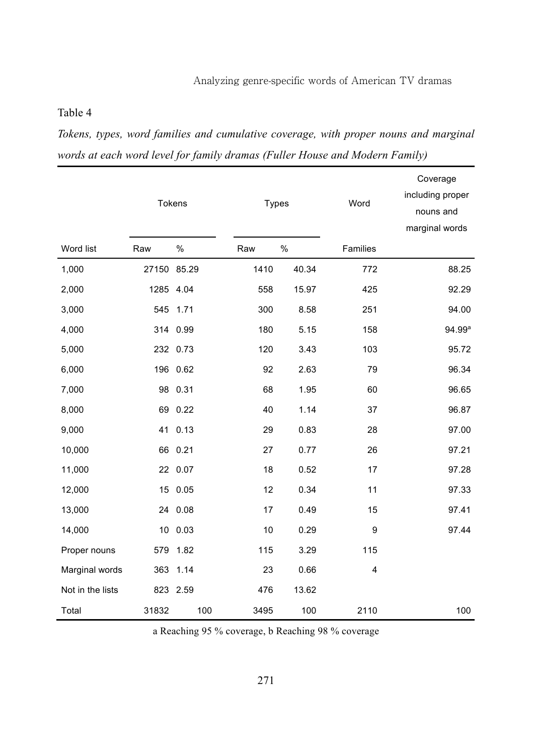Table 4

*Tokens, types, word families and cumulative coverage, with proper nouns and marginal words at each word level for family dramas (Fuller House and Modern Family)*

| | Tokens | | Types | | Word | Coverage including proper nouns and marginal words |
|---|---|---|---|---|---|---|
| Word list | Raw | % | Raw | % | Families | |
| 1,000 | 27150 | 85.29 | 1410 | 40.34 | 772 | 88.25 |
| 2,000 | 1285 | 4.04 | 558 | 15.97 | 425 | 92.29 |
| 3,000 | 545 | 1.71 | 300 | 8.58 | 251 | 94.00 |
| 4,000 | 314 | 0.99 | 180 | 5.15 | 158 | 94.99[a] |
| 5,000 | 232 | 0.73 | 120 | 3.43 | 103 | 95.72 |
| 6,000 | 196 | 0.62 | 92 | 2.63 | 79 | 96.34 |
| 7,000 | 98 | 0.31 | 68 | 1.95 | 60 | 96.65 |
| 8,000 | 69 | 0.22 | 40 | 1.14 | 37 | 96.87 |
| 9,000 | 41 | 0.13 | 29 | 0.83 | 28 | 97.00 |
| 10,000 | 66 | 0.21 | 27 | 0.77 | 26 | 97.21 |
| 11,000 | 22 | 0.07 | 18 | 0.52 | 17 | 97.28 |
| 12,000 | 15 | 0.05 | 12 | 0.34 | 11 | 97.33 |
| 13,000 | 24 | 0.08 | 17 | 0.49 | 15 | 97.41 |
| 14,000 | 10 | 0.03 | 10 | 0.29 | 9 | 97.44 |
| Proper nouns | 579 | 1.82 | 115 | 3.29 | 115 | |
| Marginal words | 363 | 1.14 | 23 | 0.66 | 4 | |
| Not in the lists | 823 | 2.59 | 476 | 13.62 | | |
| Total | 31832 | 100 | 3495 | 100 | 2110 | 100 |

a Reaching 95 % coverage, b Reaching 98 % coverage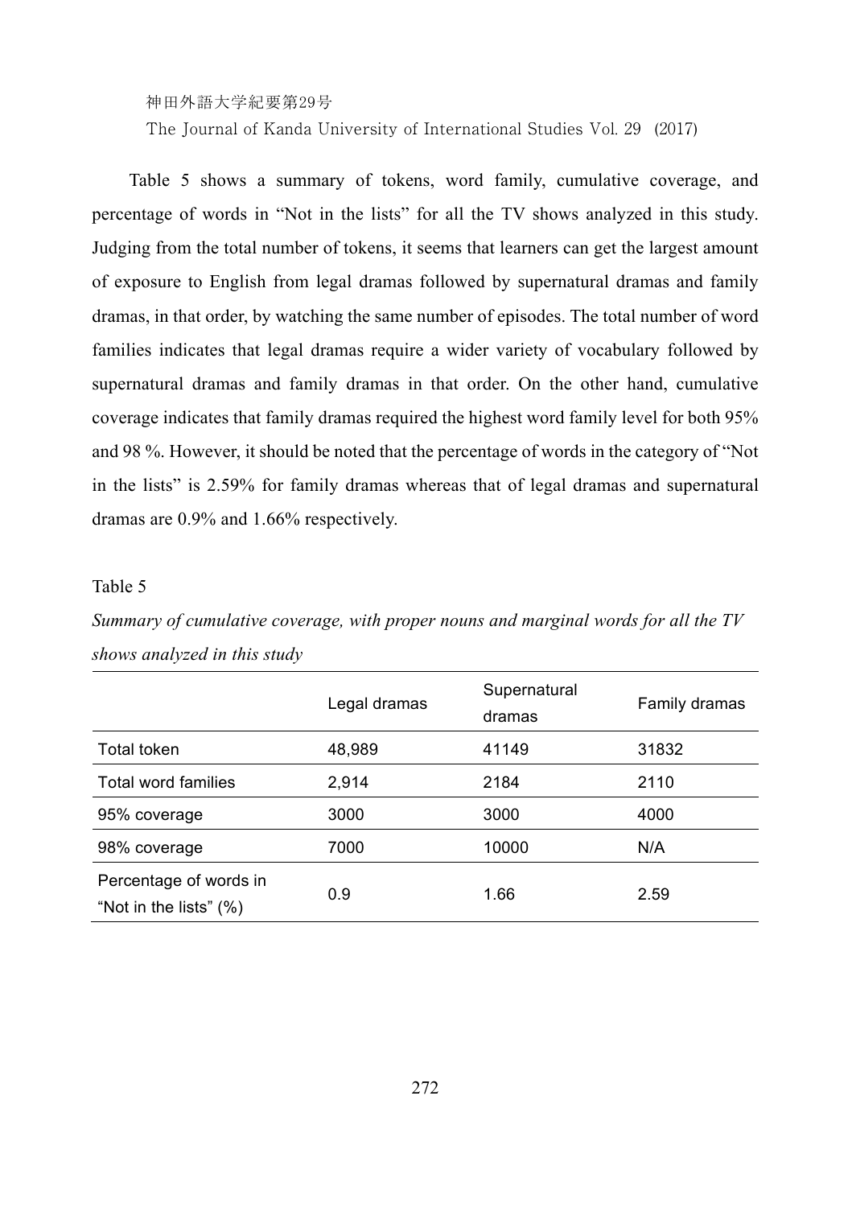Table 5 shows a summary of tokens, word family, cumulative coverage, and percentage of words in "Not in the lists" for all the TV shows analyzed in this study. Judging from the total number of tokens, it seems that learners can get the largest amount of exposure to English from legal dramas followed by supernatural dramas and family dramas, in that order, by watching the same number of episodes. The total number of word families indicates that legal dramas require a wider variety of vocabulary followed by supernatural dramas and family dramas in that order. On the other hand, cumulative coverage indicates that family dramas required the highest word family level for both 95% and 98 %. However, it should be noted that the percentage of words in the category of "Not in the lists" is 2.59% for family dramas whereas that of legal dramas and supernatural dramas are 0.9% and 1.66% respectively.

Table 5

*Summary of cumulative coverage, with proper nouns and marginal words for all the TV shows analyzed in this study*

| | Legal dramas | Supernatural dramas | Family dramas |
|---|---|---|---|
| Total token | 48,989 | 41149 | 31832 |
| Total word families | 2,914 | 2184 | 2110 |
| 95% coverage | 3000 | 3000 | 4000 |
| 98% coverage | 7000 | 10000 | N/A |
| Percentage of words in "Not in the lists" (%) | 0.9 | 1.66 | 2.59 |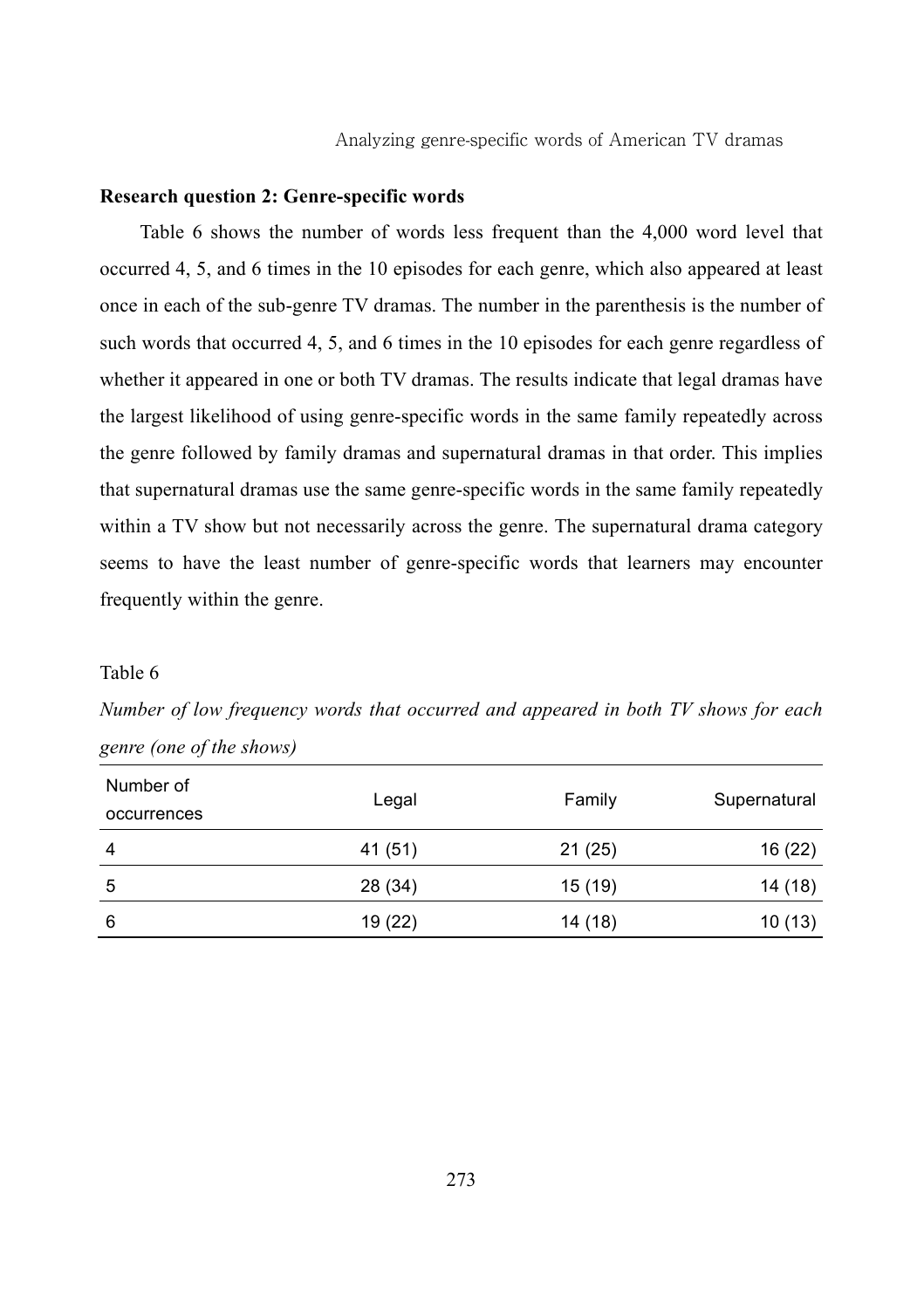**Research question 2: Genre-specific words**

Table 6 shows the number of words less frequent than the 4,000 word level that occurred 4, 5, and 6 times in the 10 episodes for each genre, which also appeared at least once in each of the sub-genre TV dramas. The number in the parenthesis is the number of such words that occurred 4, 5, and 6 times in the 10 episodes for each genre regardless of whether it appeared in one or both TV dramas. The results indicate that legal dramas have the largest likelihood of using genre-specific words in the same family repeatedly across the genre followed by family dramas and supernatural dramas in that order. This implies that supernatural dramas use the same genre-specific words in the same family repeatedly within a TV show but not necessarily across the genre. The supernatural drama category seems to have the least number of genre-specific words that learners may encounter frequently within the genre.

Table 6

*Number of low frequency words that occurred and appeared in both TV shows for each genre (one of the shows)*

| Number of occurrences | Legal | Family | Supernatural |
|---|---|---|---|
| 4 | 41 (51) | 21 (25) | 16 (22) |
| 5 | 28 (34) | 15 (19) | 14 (18) |
| 6 | 19 (22) | 14 (18) | 10 (13) |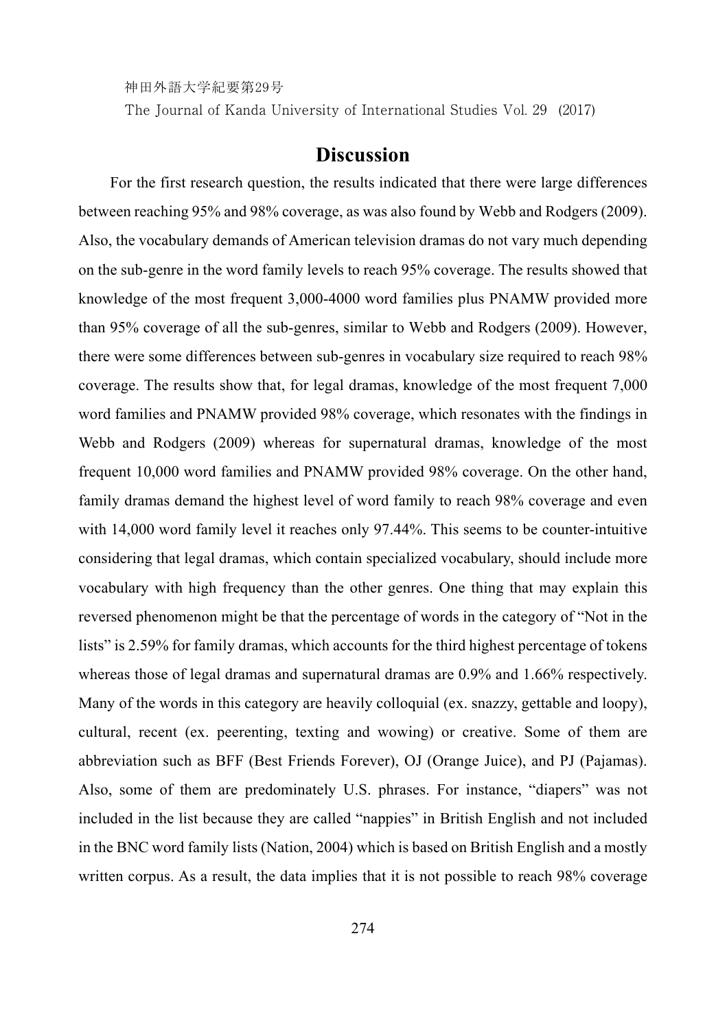## Discussion

For the first research question, the results indicated that there were large differences between reaching 95% and 98% coverage, as was also found by Webb and Rodgers (2009). Also, the vocabulary demands of American television dramas do not vary much depending on the sub-genre in the word family levels to reach 95% coverage. The results showed that knowledge of the most frequent 3,000-4000 word families plus PNAMW provided more than 95% coverage of all the sub-genres, similar to Webb and Rodgers (2009). However, there were some differences between sub-genres in vocabulary size required to reach 98% coverage. The results show that, for legal dramas, knowledge of the most frequent 7,000 word families and PNAMW provided 98% coverage, which resonates with the findings in Webb and Rodgers (2009) whereas for supernatural dramas, knowledge of the most frequent 10,000 word families and PNAMW provided 98% coverage. On the other hand, family dramas demand the highest level of word family to reach 98% coverage and even with 14,000 word family level it reaches only 97.44%. This seems to be counter-intuitive considering that legal dramas, which contain specialized vocabulary, should include more vocabulary with high frequency than the other genres. One thing that may explain this reversed phenomenon might be that the percentage of words in the category of "Not in the lists" is 2.59% for family dramas, which accounts for the third highest percentage of tokens whereas those of legal dramas and supernatural dramas are 0.9% and 1.66% respectively. Many of the words in this category are heavily colloquial (ex. snazzy, gettable and loopy), cultural, recent (ex. peerenting, texting and wowing) or creative. Some of them are abbreviation such as BFF (Best Friends Forever), OJ (Orange Juice), and PJ (Pajamas). Also, some of them are predominately U.S. phrases. For instance, "diapers" was not included in the list because they are called "nappies" in British English and not included in the BNC word family lists (Nation, 2004) which is based on British English and a mostly written corpus. As a result, the data implies that it is not possible to reach 98% coverage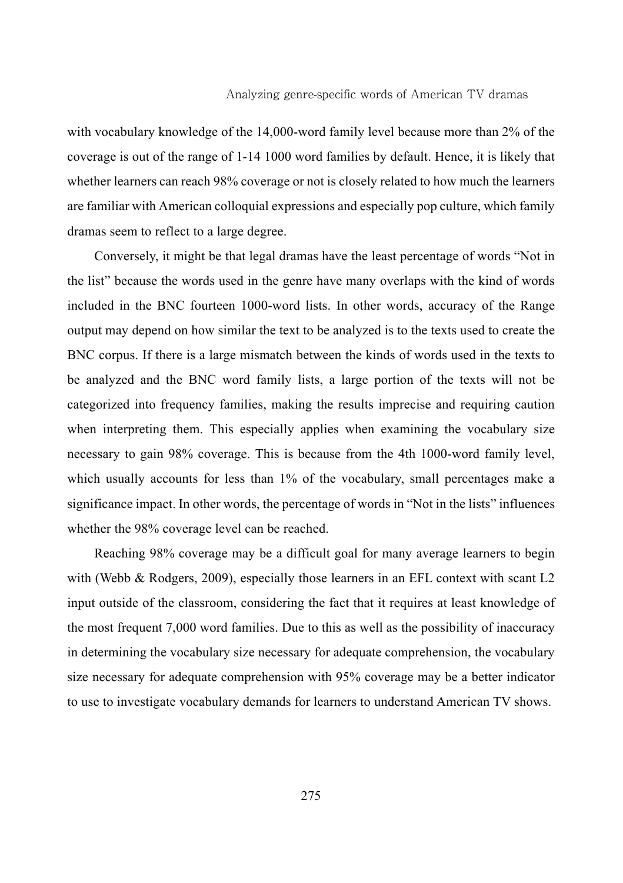with vocabulary knowledge of the 14,000-word family level because more than 2% of the coverage is out of the range of 1-14 1000 word families by default. Hence, it is likely that whether learners can reach 98% coverage or not is closely related to how much the learners are familiar with American colloquial expressions and especially pop culture, which family dramas seem to reflect to a large degree.

Conversely, it might be that legal dramas have the least percentage of words "Not in the list" because the words used in the genre have many overlaps with the kind of words included in the BNC fourteen 1000-word lists. In other words, accuracy of the Range output may depend on how similar the text to be analyzed is to the texts used to create the BNC corpus. If there is a large mismatch between the kinds of words used in the texts to be analyzed and the BNC word family lists, a large portion of the texts will not be categorized into frequency families, making the results imprecise and requiring caution when interpreting them. This especially applies when examining the vocabulary size necessary to gain 98% coverage. This is because from the 4th 1000-word family level, which usually accounts for less than 1% of the vocabulary, small percentages make a significance impact. In other words, the percentage of words in "Not in the lists" influences whether the 98% coverage level can be reached.

Reaching 98% coverage may be a difficult goal for many average learners to begin with (Webb & Rodgers, 2009), especially those learners in an EFL context with scant L2 input outside of the classroom, considering the fact that it requires at least knowledge of the most frequent 7,000 word families. Due to this as well as the possibility of inaccuracy in determining the vocabulary size necessary for adequate comprehension, the vocabulary size necessary for adequate comprehension with 95% coverage may be a better indicator to use to investigate vocabulary demands for learners to understand American TV shows.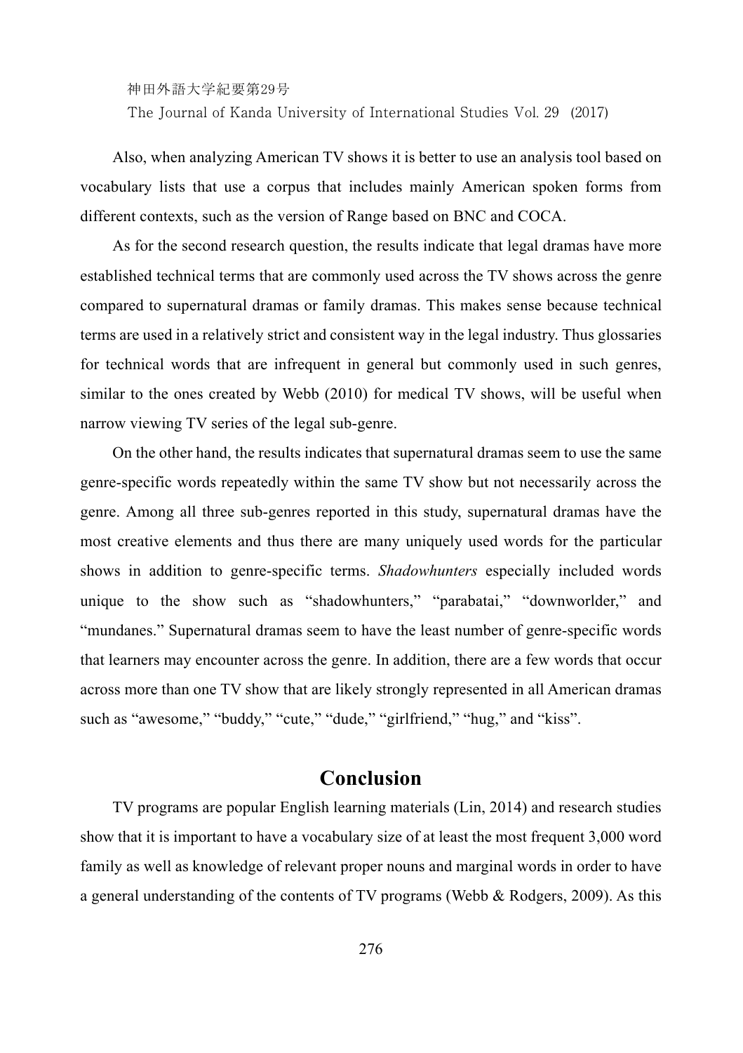Also, when analyzing American TV shows it is better to use an analysis tool based on vocabulary lists that use a corpus that includes mainly American spoken forms from different contexts, such as the version of Range based on BNC and COCA.

As for the second research question, the results indicate that legal dramas have more established technical terms that are commonly used across the TV shows across the genre compared to supernatural dramas or family dramas. This makes sense because technical terms are used in a relatively strict and consistent way in the legal industry. Thus glossaries for technical words that are infrequent in general but commonly used in such genres, similar to the ones created by Webb (2010) for medical TV shows, will be useful when narrow viewing TV series of the legal sub-genre.

On the other hand, the results indicates that supernatural dramas seem to use the same genre-specific words repeatedly within the same TV show but not necessarily across the genre. Among all three sub-genres reported in this study, supernatural dramas have the most creative elements and thus there are many uniquely used words for the particular shows in addition to genre-specific terms. *Shadowhunters* especially included words unique to the show such as “shadowhunters,” “parabatai,” “downworlder,” and “mundanes.” Supernatural dramas seem to have the least number of genre-specific words that learners may encounter across the genre. In addition, there are a few words that occur across more than one TV show that are likely strongly represented in all American dramas such as “awesome,” “buddy,” “cute,” “dude,” “girlfriend,” “hug,” and “kiss”.

## Conclusion

TV programs are popular English learning materials (Lin, 2014) and research studies show that it is important to have a vocabulary size of at least the most frequent 3,000 word family as well as knowledge of relevant proper nouns and marginal words in order to have a general understanding of the contents of TV programs (Webb & Rodgers, 2009). As this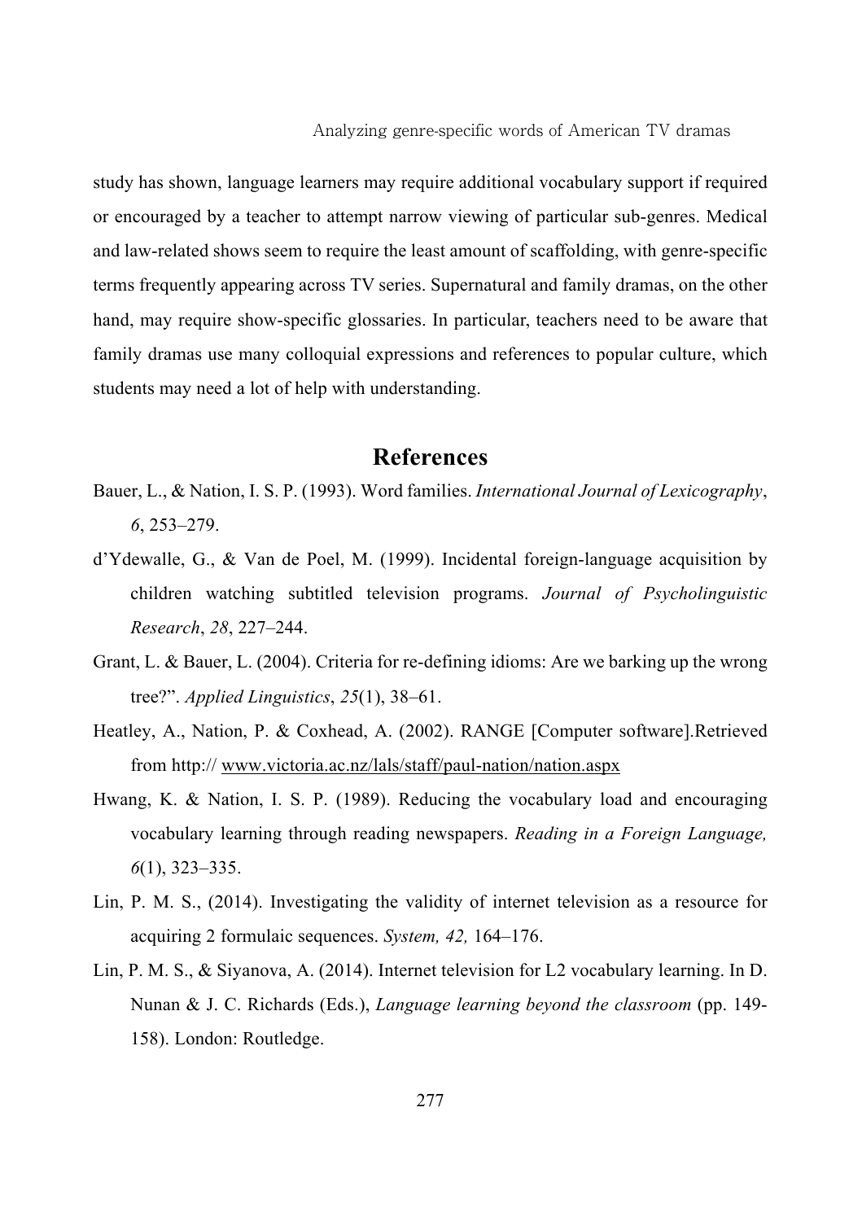study has shown, language learners may require additional vocabulary support if required or encouraged by a teacher to attempt narrow viewing of particular sub-genres. Medical and law-related shows seem to require the least amount of scaffolding, with genre-specific terms frequently appearing across TV series. Supernatural and family dramas, on the other hand, may require show-specific glossaries. In particular, teachers need to be aware that family dramas use many colloquial expressions and references to popular culture, which students may need a lot of help with understanding.

## References

Bauer, L., & Nation, I. S. P. (1993). Word families. *International Journal of Lexicography*, *6*, 253–279.

d'Ydewalle, G., & Van de Poel, M. (1999). Incidental foreign-language acquisition by children watching subtitled television programs. *Journal of Psycholinguistic Research*, *28*, 227–244.

Grant, L. & Bauer, L. (2004). Criteria for re-defining idioms: Are we barking up the wrong tree?". *Applied Linguistics*, *25*(1), 38–61.

Heatley, A., Nation, P. & Coxhead, A. (2002). RANGE [Computer software].Retrieved from http:// www.victoria.ac.nz/lals/staff/paul-nation/nation.aspx

Hwang, K. & Nation, I. S. P. (1989). Reducing the vocabulary load and encouraging vocabulary learning through reading newspapers. *Reading in a Foreign Language, 6*(1), 323–335.

Lin, P. M. S., (2014). Investigating the validity of internet television as a resource for acquiring 2 formulaic sequences. *System, 42,* 164–176.

Lin, P. M. S., & Siyanova, A. (2014). Internet television for L2 vocabulary learning. In D. Nunan & J. C. Richards (Eds.), *Language learning beyond the classroom* (pp. 149-158). London: Routledge.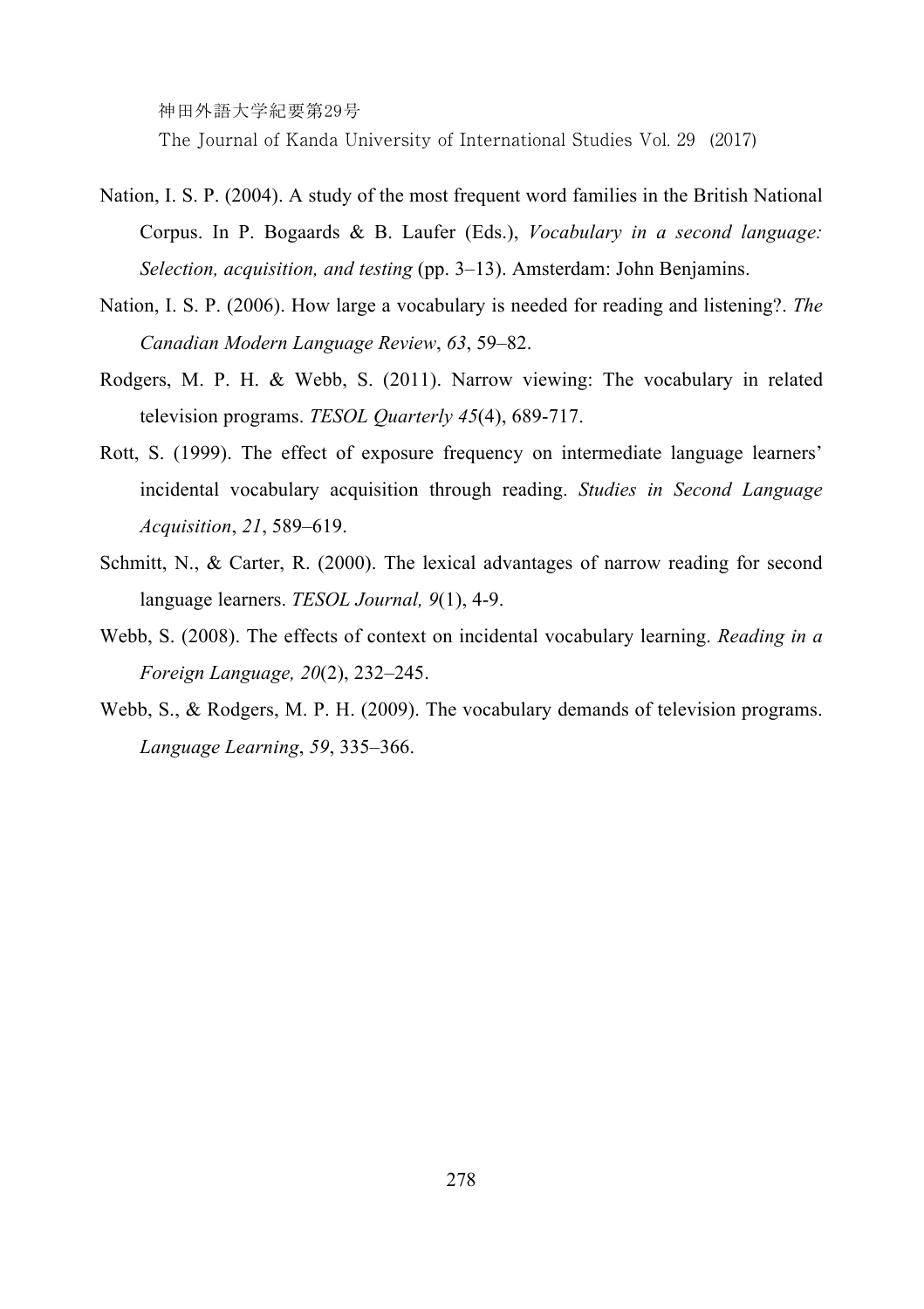Nation, I. S. P. (2004). A study of the most frequent word families in the British National Corpus. In P. Bogaards & B. Laufer (Eds.), *Vocabulary in a second language: Selection, acquisition, and testing* (pp. 3–13). Amsterdam: John Benjamins.

Nation, I. S. P. (2006). How large a vocabulary is needed for reading and listening?. *The Canadian Modern Language Review*, *63*, 59–82.

Rodgers, M. P. H. & Webb, S. (2011). Narrow viewing: The vocabulary in related television programs. *TESOL Quarterly 45*(4), 689-717.

Rott, S. (1999). The effect of exposure frequency on intermediate language learners' incidental vocabulary acquisition through reading. *Studies in Second Language Acquisition*, *21*, 589–619.

Schmitt, N., & Carter, R. (2000). The lexical advantages of narrow reading for second language learners. *TESOL Journal, 9*(1), 4-9.

Webb, S. (2008). The effects of context on incidental vocabulary learning. *Reading in a Foreign Language, 20*(2), 232–245.

Webb, S., & Rodgers, M. P. H. (2009). The vocabulary demands of television programs. *Language Learning*, *59*, 335–366.